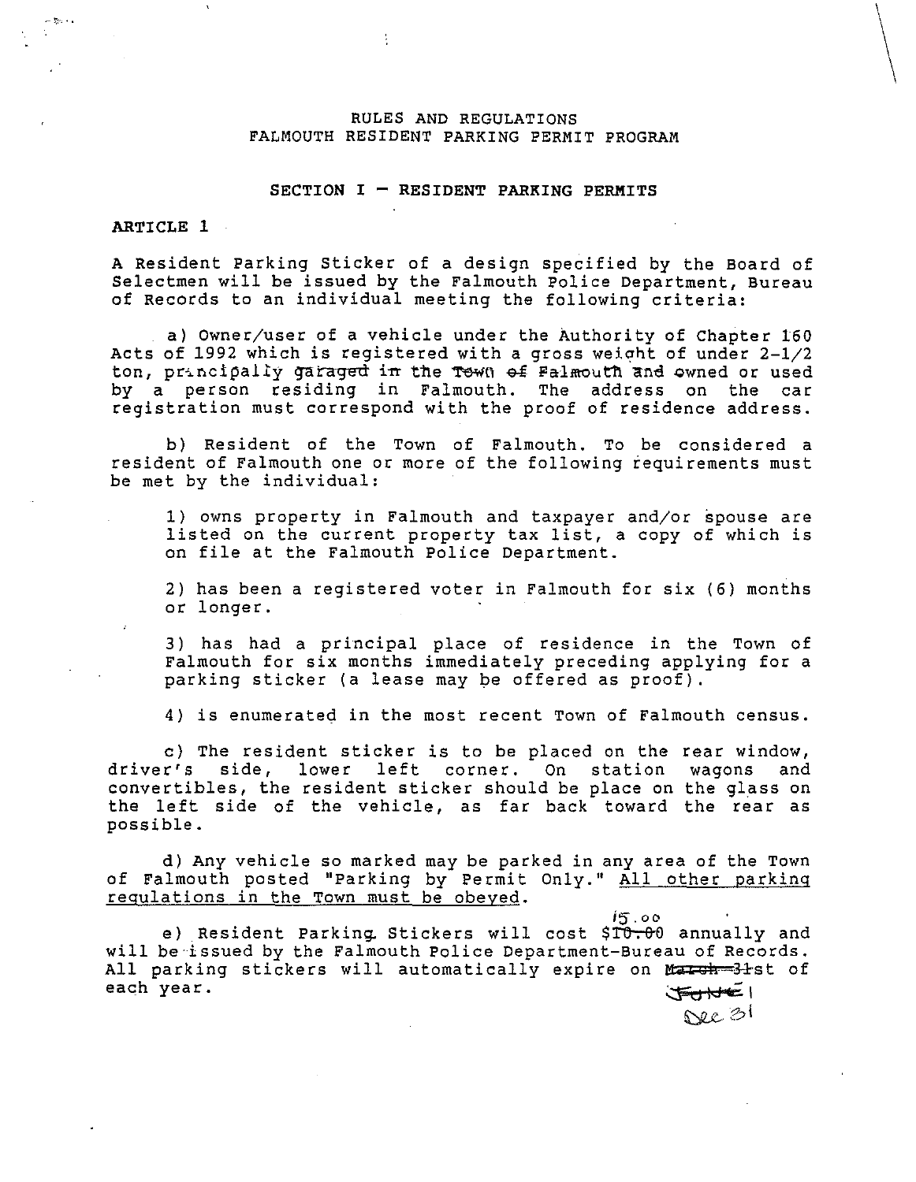# RULES AND REGULATIONS
# FALMOUTH RESIDENT PARKING PERMIT PROGRAM

## SECTION I – RESIDENT PARKING PERMITS

**ARTICLE 1**

A Resident Parking Sticker of a design specified by the Board of Selectmen will be issued by the Falmouth Police Department, Bureau of Records to an individual meeting the following criteria:

a) Owner/user of a vehicle under the Authority of Chapter 160 Acts of 1992 which is registered with a gross weight of under 2-1/2 ton, principally garaged in the Town of Falmouth and owned or used by a person residing in Falmouth. The address on the car registration must correspond with the proof of residence address.

b) Resident of the Town of Falmouth. To be considered a resident of Falmouth one or more of the following requirements must be met by the individual:

1) owns property in Falmouth and taxpayer and/or spouse are listed on the current property tax list, a copy of which is on file at the Falmouth Police Department.

2) has been a registered voter in Falmouth for six (6) months or longer.

3) has had a principal place of residence in the Town of Falmouth for six months immediately preceding applying for a parking sticker (a lease may be offered as proof).

4) is enumerated in the most recent Town of Falmouth census.

c) The resident sticker is to be placed on the rear window, driver's side, lower left corner. On station wagons and convertibles, the resident sticker should be place on the glass on the left side of the vehicle, as far back toward the rear as possible.

d) Any vehicle so marked may be parked in any area of the Town of Falmouth posted "Parking by Permit Only." <u>All other parking regulations in the Town must be obeyed</u>.

e) Resident Parking Stickers will cost ~~$10.00~~ 15.00 annually and will be issued by the Falmouth Police Department-Bureau of Records. All parking stickers will automatically expire on ~~March 31st~~ ~~June 1~~ Dec 31 of each year.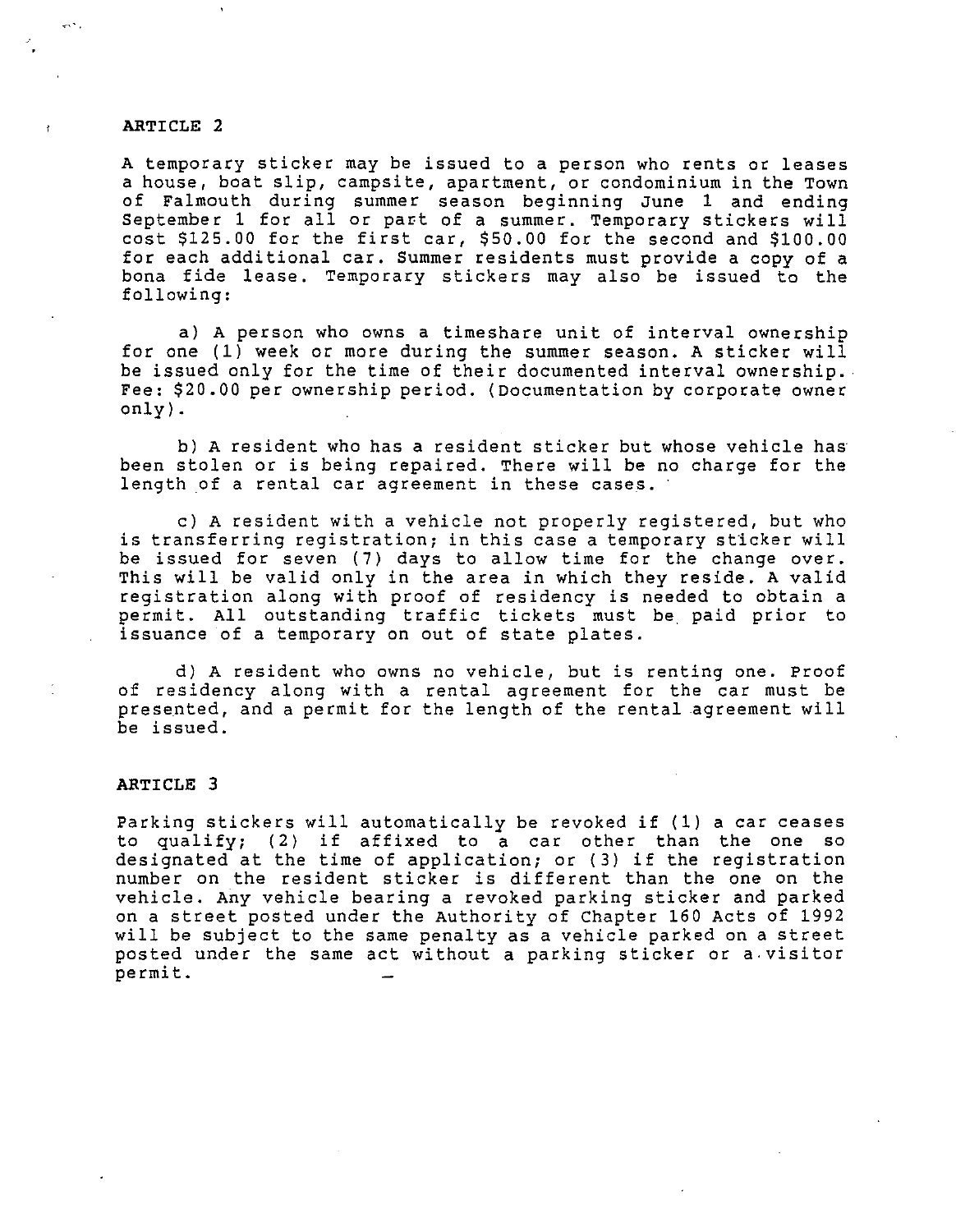## ARTICLE 2

A temporary sticker may be issued to a person who rents or leases a house, boat slip, campsite, apartment, or condominium in the Town of Falmouth during summer season beginning June 1 and ending September 1 for all or part of a summer. Temporary stickers will cost $125.00 for the first car, $50.00 for the second and $100.00 for each additional car. Summer residents must provide a copy of a bona fide lease. Temporary stickers may also be issued to the following:

a) A person who owns a timeshare unit of interval ownership for one (1) week or more during the summer season. A sticker will be issued only for the time of their documented interval ownership. Fee: $20.00 per ownership period. (Documentation by corporate owner only).

b) A resident who has a resident sticker but whose vehicle has been stolen or is being repaired. There will be no charge for the length of a rental car agreement in these cases.

c) A resident with a vehicle not properly registered, but who is transferring registration; in this case a temporary sticker will be issued for seven (7) days to allow time for the change over. This will be valid only in the area in which they reside. A valid registration along with proof of residency is needed to obtain a permit. All outstanding traffic tickets must be paid prior to issuance of a temporary on out of state plates.

d) A resident who owns no vehicle, but is renting one. Proof of residency along with a rental agreement for the car must be presented, and a permit for the length of the rental agreement will be issued.

## ARTICLE 3

Parking stickers will automatically be revoked if (1) a car ceases to qualify; (2) if affixed to a car other than the one so designated at the time of application; or (3) if the registration number on the resident sticker is different than the one on the vehicle. Any vehicle bearing a revoked parking sticker and parked on a street posted under the Authority of Chapter 160 Acts of 1992 will be subject to the same penalty as a vehicle parked on a street posted under the same act without a parking sticker or a visitor permit.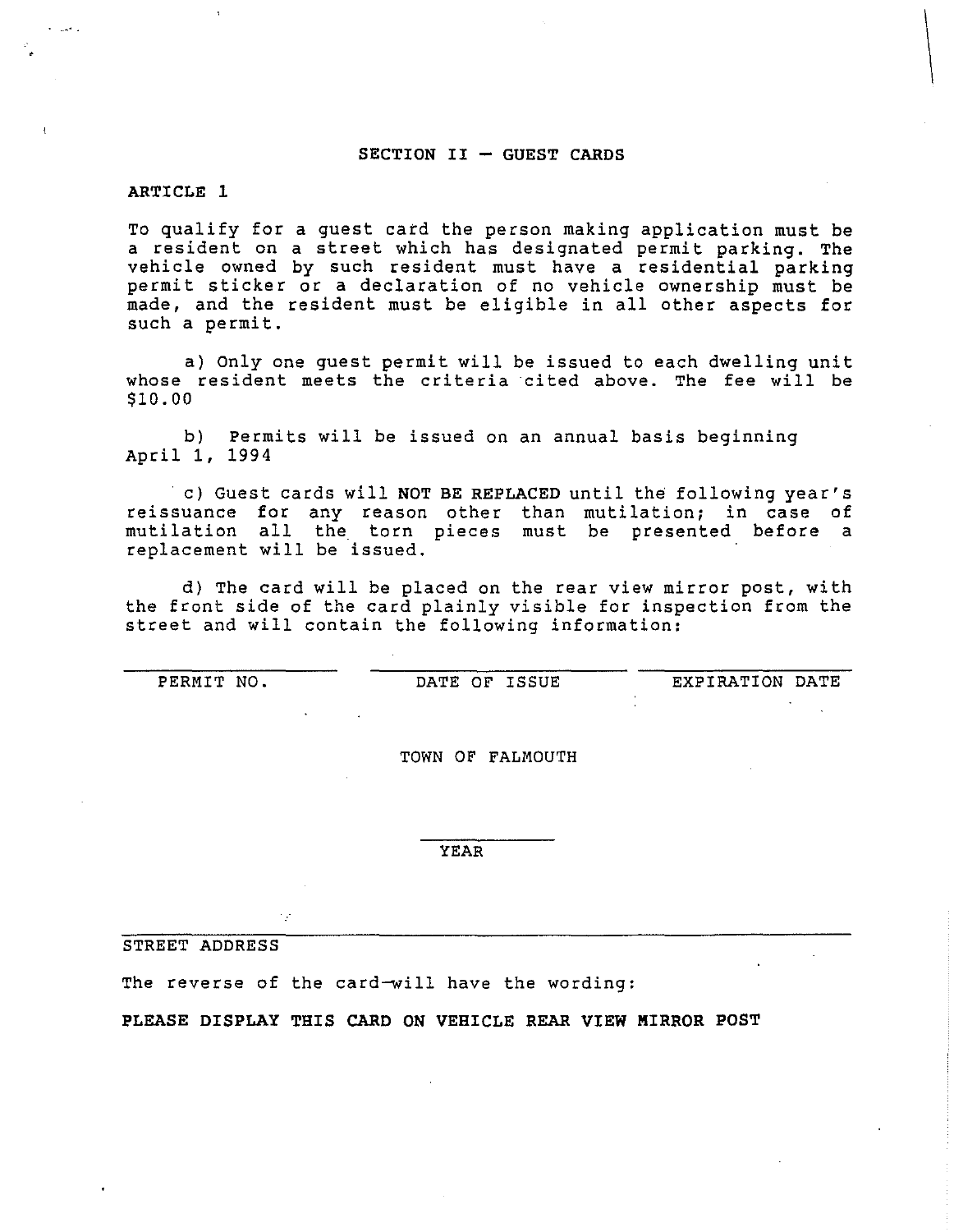## SECTION II — GUEST CARDS

### ARTICLE 1

To qualify for a guest card the person making application must be a resident on a street which has designated permit parking. The vehicle owned by such resident must have a residential parking permit sticker or a declaration of no vehicle ownership must be made, and the resident must be eligible in all other aspects for such a permit.

a) Only one guest permit will be issued to each dwelling unit whose resident meets the criteria cited above. The fee will be $10.00

b) Permits will be issued on an annual basis beginning April 1, 1994

c) Guest cards will **NOT BE REPLACED** until the following year's reissuance for any reason other than mutilation; in case of mutilation all the torn pieces must be presented before a replacement will be issued.

d) The card will be placed on the rear view mirror post, with the front side of the card plainly visible for inspection from the street and will contain the following information:

| PERMIT NO. | DATE OF ISSUE | EXPIRATION DATE |
|---|---|---|

TOWN OF FALMOUTH

______________
YEAR

______________________________________________
STREET ADDRESS

The reverse of the card will have the wording:

**PLEASE DISPLAY THIS CARD ON VEHICLE REAR VIEW MIRROR POST**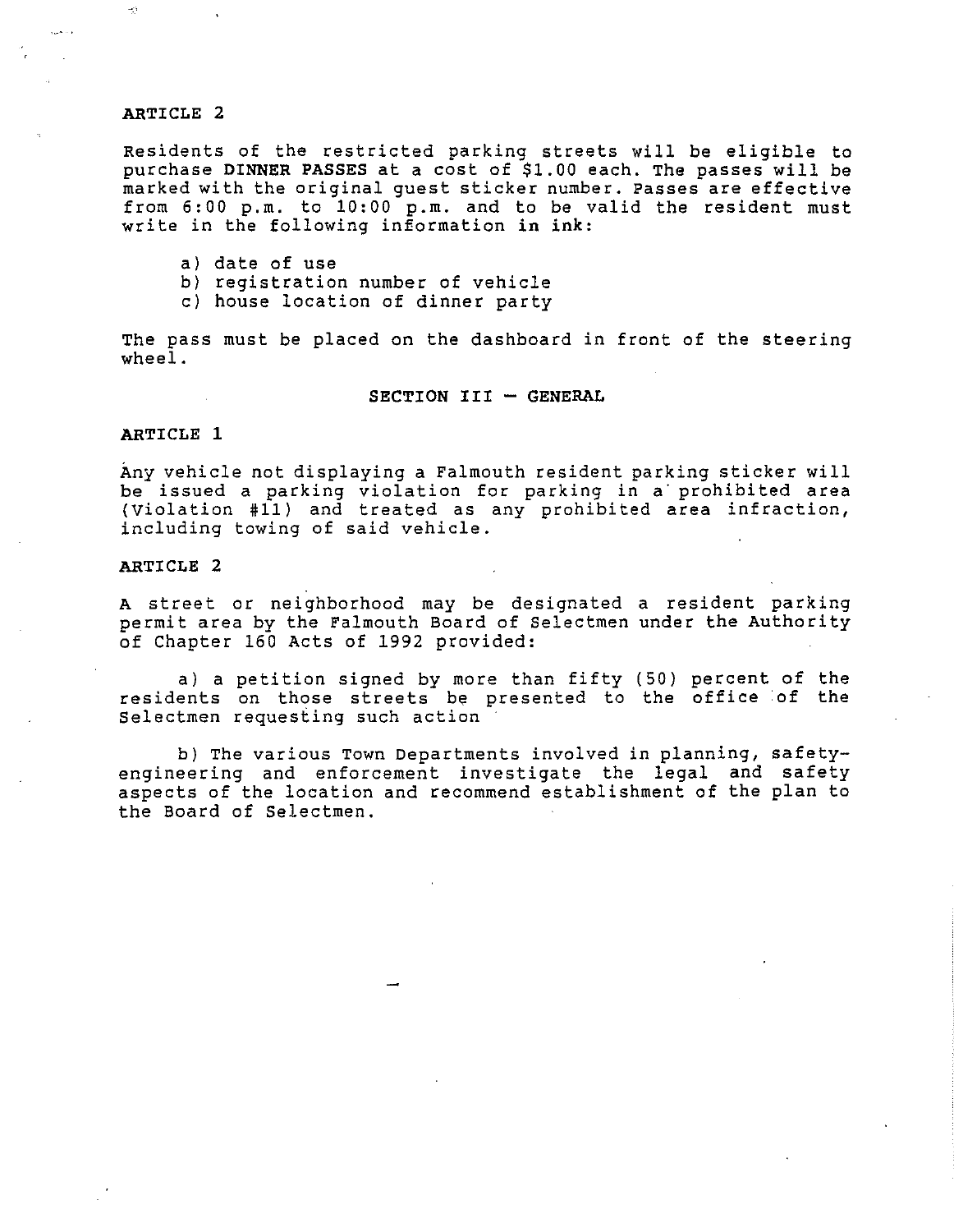**ARTICLE 2**

Residents of the restricted parking streets will be eligible to purchase **DINNER PASSES** at a cost of $1.00 each. The passes will be marked with the original guest sticker number. Passes are effective from 6:00 p.m. to 10:00 p.m. and to be valid the resident must write in the following information **in ink**:

a) date of use
b) registration number of vehicle
c) house location of dinner party

The pass must be placed on the dashboard in front of the steering wheel.

## SECTION III – GENERAL

**ARTICLE 1**

Any vehicle not displaying a Falmouth resident parking sticker will be issued a parking violation for parking in a prohibited area (Violation #11) and treated as any prohibited area infraction, including towing of said vehicle.

**ARTICLE 2**

A street or neighborhood may be designated a resident parking permit area by the Falmouth Board of Selectmen under the Authority of Chapter 160 Acts of 1992 provided:

a) a petition signed by more than fifty (50) percent of the residents on those streets be presented to the office of the Selectmen requesting such action

b) The various Town Departments involved in planning, safety-engineering and enforcement investigate the legal and safety aspects of the location and recommend establishment of the plan to the Board of Selectmen.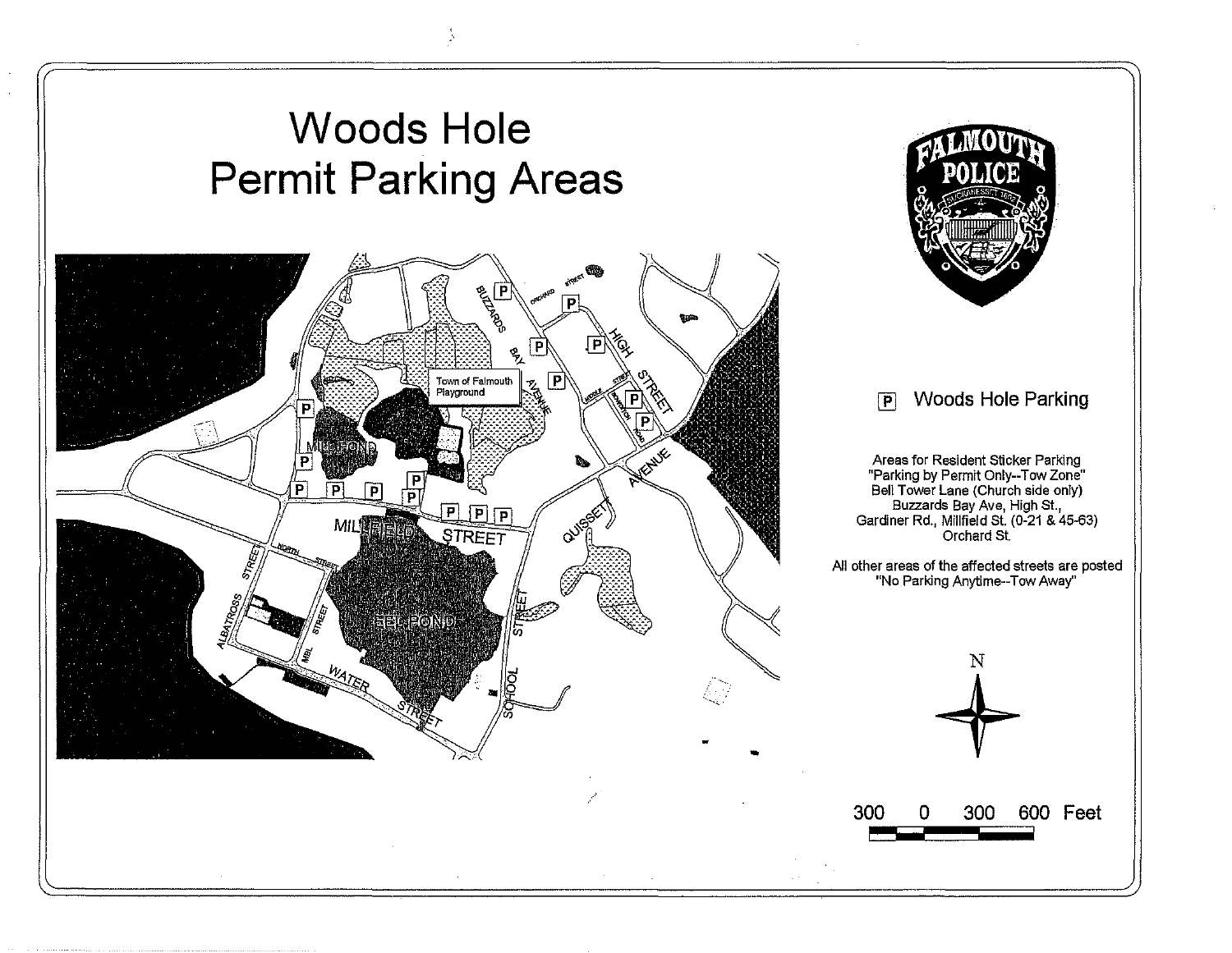# Woods Hole
# Permit Parking Areas

Town of Falmouth Playground

MILL POND

EEL POND

BUZZARDS BAY AVENUE

ORCHARD STREET

HIGH STREET

MIDDLE STREET

GARDINER ROAD

QUISSETT AVENUE

MILLFIELD STREET

NORTH STREET

ALBATROSS STREET

MBL STREET

WATER STREET

SCHOOL STREET

P Woods Hole Parking

Areas for Resident Sticker Parking
"Parking by Permit Only--Tow Zone"
Bell Tower Lane (Church side only)
Buzzards Bay Ave, High St.,
Gardiner Rd., Millfield St. (0-21 & 45-63)
Orchard St.

All other areas of the affected streets are posted
"No Parking Anytime--Tow Away"

N

300 0 300 600 Feet